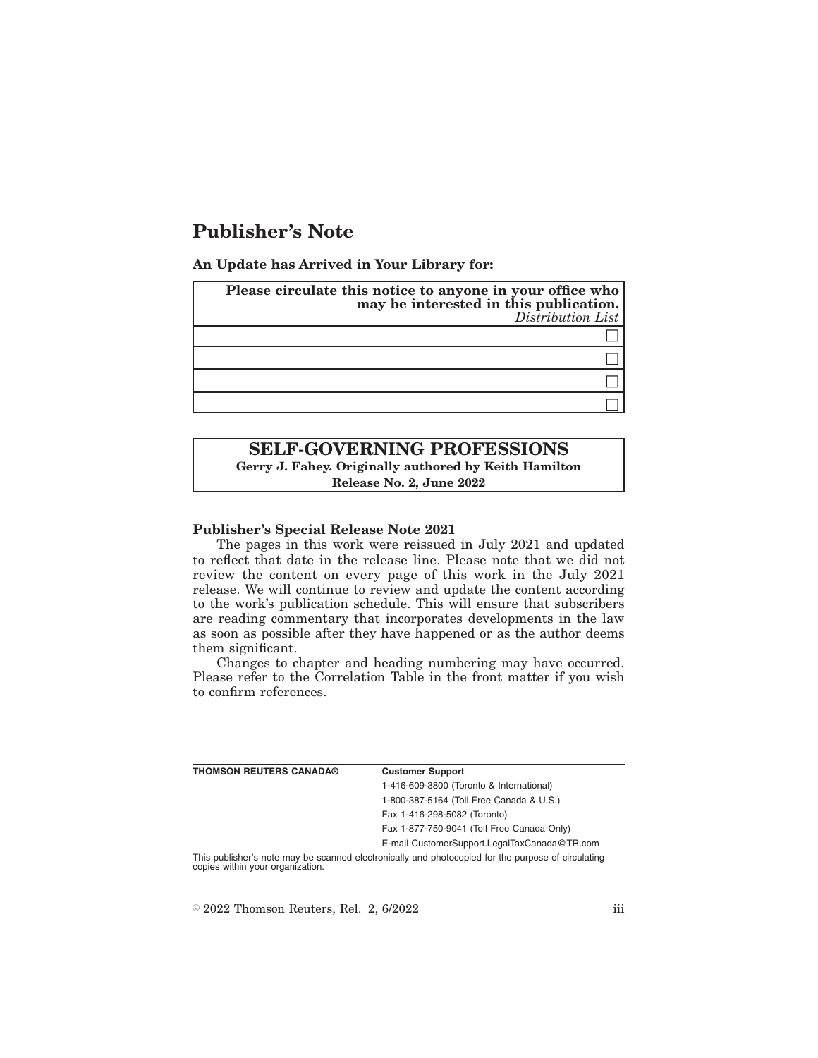# Publisher's Note

**An Update has Arrived in Your Library for:**

| **Please circulate this notice to anyone in your office who may be interested in this publication.** *Distribution List* |
| --- |
| ☐ |
| ☐ |
| ☐ |
| ☐ |

## SELF-GOVERNING PROFESSIONS

**Gerry J. Fahey. Originally authored by Keith Hamilton**

**Release No. 2, June 2022**

### Publisher's Special Release Note 2021

The pages in this work were reissued in July 2021 and updated to reflect that date in the release line. Please note that we did not review the content on every page of this work in the July 2021 release. We will continue to review and update the content according to the work's publication schedule. This will ensure that subscribers are reading commentary that incorporates developments in the law as soon as possible after they have happened or as the author deems them significant.

Changes to chapter and heading numbering may have occurred. Please refer to the Correlation Table in the front matter if you wish to confirm references.

| **THOMSON REUTERS CANADA®** | **Customer Support** |
| --- | --- |
| | 1-416-609-3800 (Toronto & International) |
| | 1-800-387-5164 (Toll Free Canada & U.S.) |
| | Fax 1-416-298-5082 (Toronto) |
| | Fax 1-877-750-9041 (Toll Free Canada Only) |
| | E-mail CustomerSupport.LegalTaxCanada@TR.com |

This publisher's note may be scanned electronically and photocopied for the purpose of circulating copies within your organization.

© 2022 Thomson Reuters, Rel. 2, 6/2022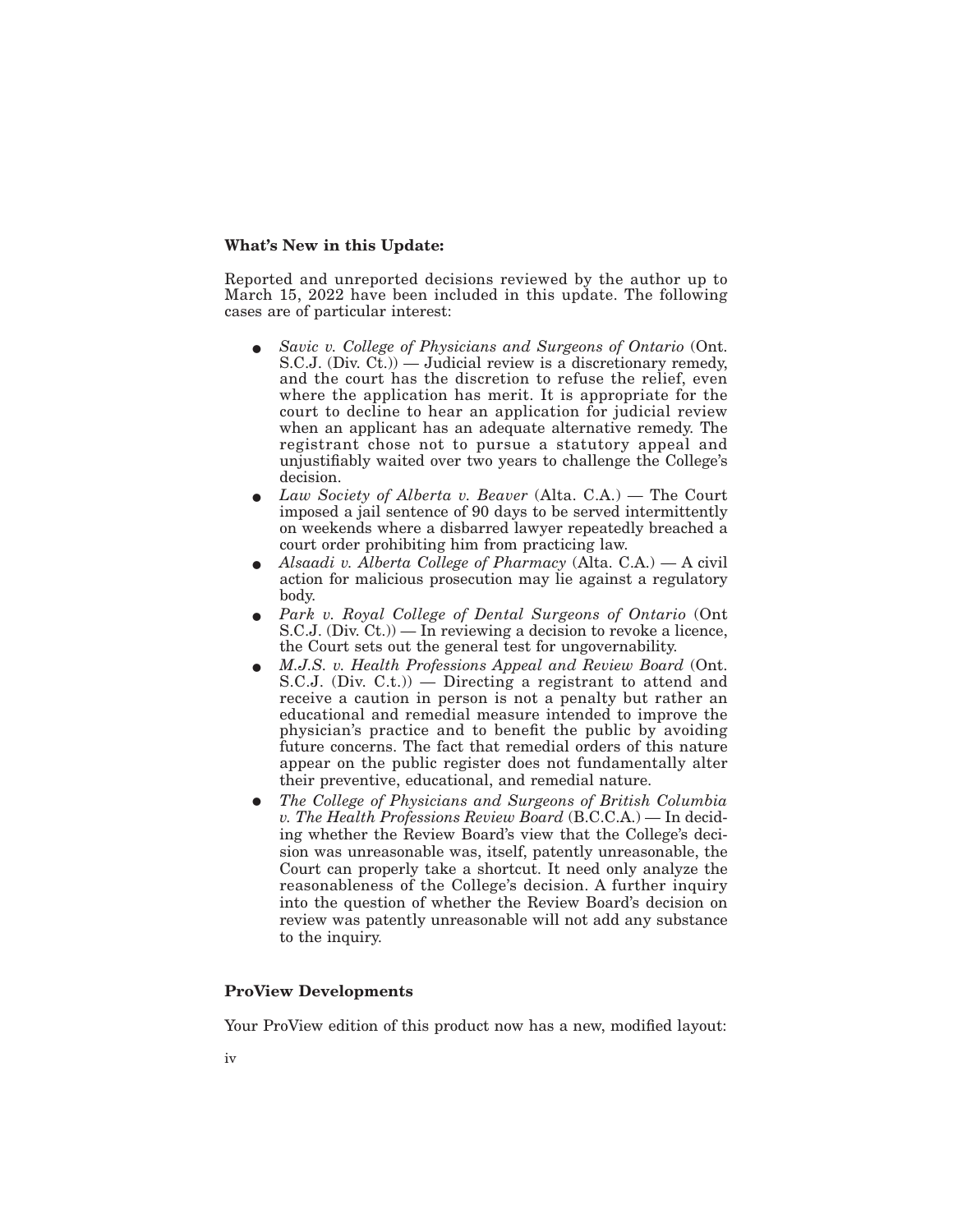**What's New in this Update:**

Reported and unreported decisions reviewed by the author up to March 15, 2022 have been included in this update. The following cases are of particular interest:

- *Savic v. College of Physicians and Surgeons of Ontario* (Ont. S.C.J. (Div. Ct.)) — Judicial review is a discretionary remedy, and the court has the discretion to refuse the relief, even where the application has merit. It is appropriate for the court to decline to hear an application for judicial review when an applicant has an adequate alternative remedy. The registrant chose not to pursue a statutory appeal and unjustifiably waited over two years to challenge the College's decision.
- *Law Society of Alberta v. Beaver* (Alta. C.A.) — The Court imposed a jail sentence of 90 days to be served intermittently on weekends where a disbarred lawyer repeatedly breached a court order prohibiting him from practicing law.
- *Alsaadi v. Alberta College of Pharmacy* (Alta. C.A.) — A civil action for malicious prosecution may lie against a regulatory body.
- *Park v. Royal College of Dental Surgeons of Ontario* (Ont S.C.J. (Div. Ct.)) — In reviewing a decision to revoke a licence, the Court sets out the general test for ungovernability.
- *M.J.S. v. Health Professions Appeal and Review Board* (Ont. S.C.J. (Div. C.t.)) — Directing a registrant to attend and receive a caution in person is not a penalty but rather an educational and remedial measure intended to improve the physician's practice and to benefit the public by avoiding future concerns. The fact that remedial orders of this nature appear on the public register does not fundamentally alter their preventive, educational, and remedial nature.
- *The College of Physicians and Surgeons of British Columbia v. The Health Professions Review Board* (B.C.C.A.) — In deciding whether the Review Board's view that the College's decision was unreasonable was, itself, patently unreasonable, the Court can properly take a shortcut. It need only analyze the reasonableness of the College's decision. A further inquiry into the question of whether the Review Board's decision on review was patently unreasonable will not add any substance to the inquiry.

**ProView Developments**

Your ProView edition of this product now has a new, modified layout: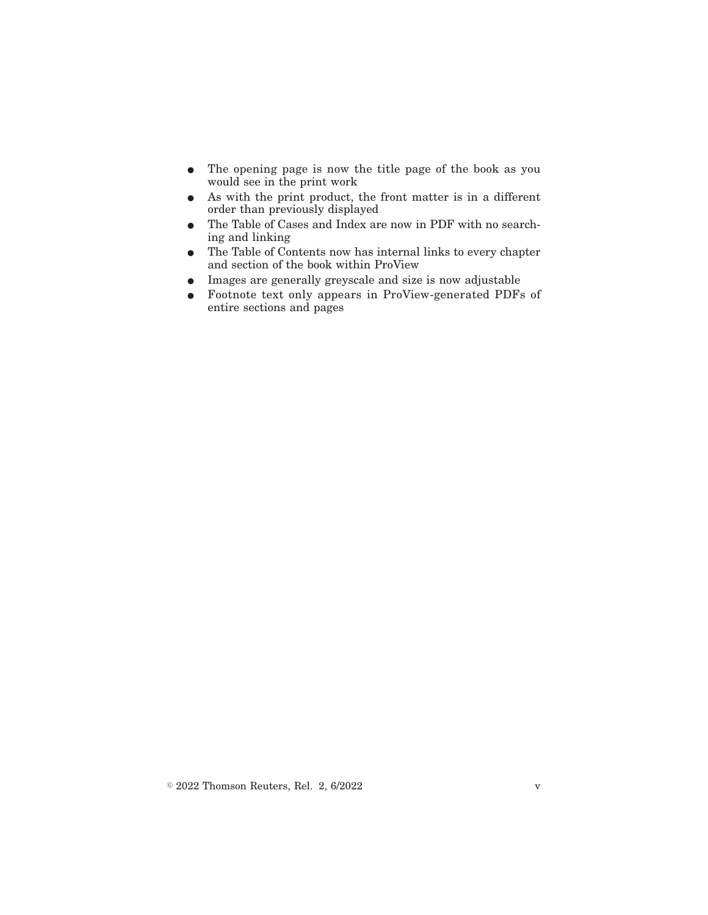- The opening page is now the title page of the book as you would see in the print work
- As with the print product, the front matter is in a different order than previously displayed
- The Table of Cases and Index are now in PDF with no searching and linking
- The Table of Contents now has internal links to every chapter and section of the book within ProView
- Images are generally greyscale and size is now adjustable
- Footnote text only appears in ProView-generated PDFs of entire sections and pages